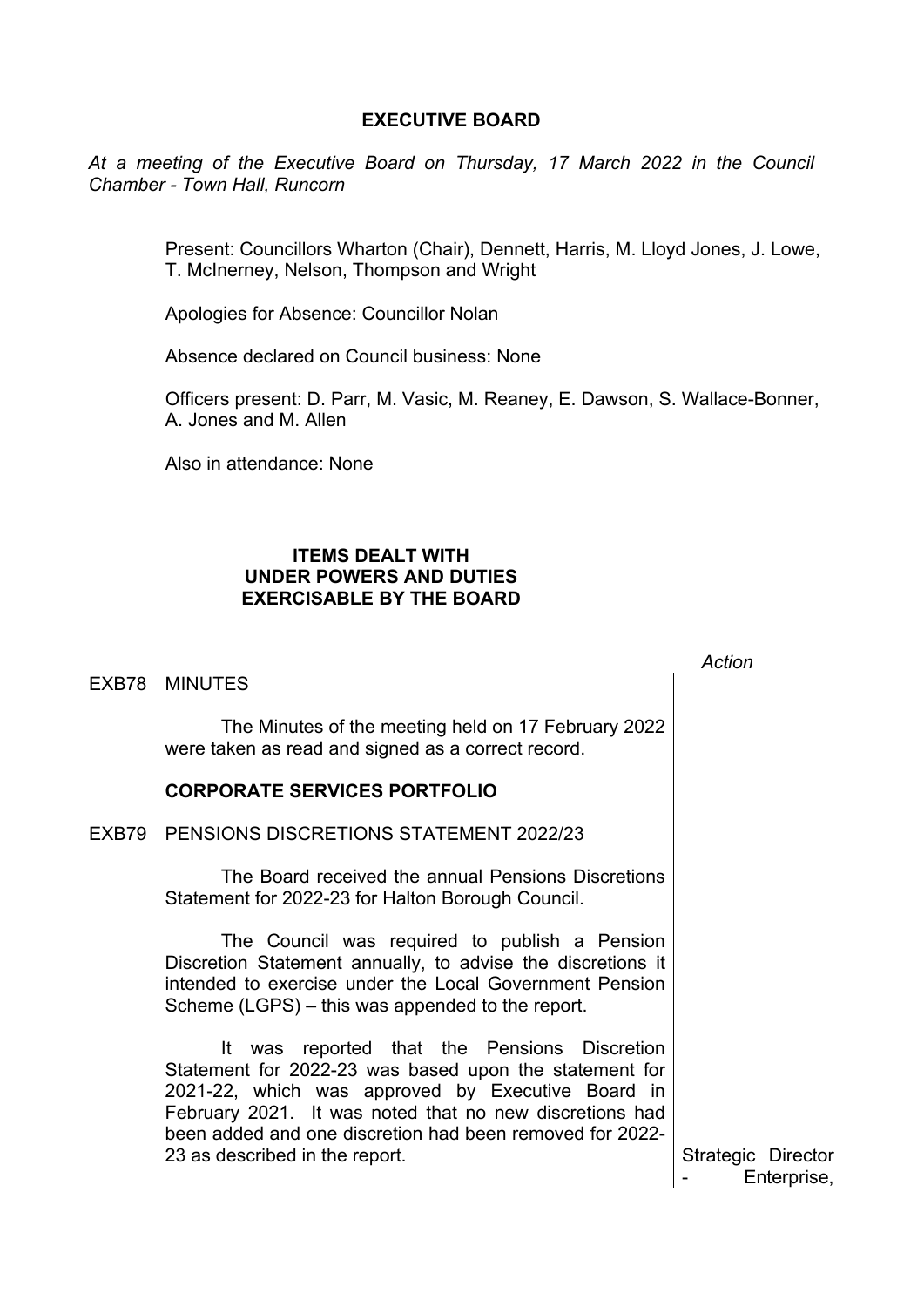# EXECUTIVE BOARD

*At a meeting of the Executive Board on Thursday, 17 March 2022 in the Council Chamber - Town Hall, Runcorn*

Present: Councillors Wharton (Chair), Dennett, Harris, M. Lloyd Jones, J. Lowe, T. McInerney, Nelson, Thompson and Wright

Apologies for Absence: Councillor Nolan

Absence declared on Council business: None

Officers present: D. Parr, M. Vasic, M. Reaney, E. Dawson, S. Wallace-Bonner, A. Jones and M. Allen

Also in attendance: None

## ITEMS DEALT WITH UNDER POWERS AND DUTIES EXERCISABLE BY THE BOARD

*Action*

EXB78 MINUTES

The Minutes of the meeting held on 17 February 2022 were taken as read and signed as a correct record.

### CORPORATE SERVICES PORTFOLIO

EXB79 PENSIONS DISCRETIONS STATEMENT 2022/23

The Board received the annual Pensions Discretions Statement for 2022-23 for Halton Borough Council.

The Council was required to publish a Pension Discretion Statement annually, to advise the discretions it intended to exercise under the Local Government Pension Scheme (LGPS) – this was appended to the report.

It was reported that the Pensions Discretion Statement for 2022-23 was based upon the statement for 2021-22, which was approved by Executive Board in February 2021. It was noted that no new discretions had been added and one discretion had been removed for 2022-23 as described in the report.

Strategic Director - Enterprise,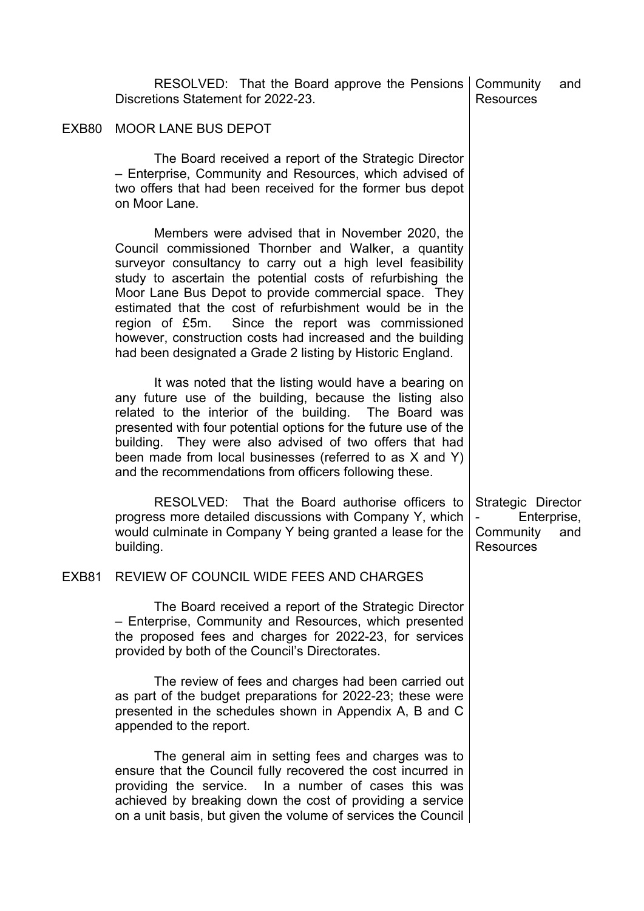RESOLVED: That the Board approve the Pensions Discretions Statement for 2022-23.

Community and Resources

## EXB80 MOOR LANE BUS DEPOT

The Board received a report of the Strategic Director – Enterprise, Community and Resources, which advised of two offers that had been received for the former bus depot on Moor Lane.

Members were advised that in November 2020, the Council commissioned Thornber and Walker, a quantity surveyor consultancy to carry out a high level feasibility study to ascertain the potential costs of refurbishing the Moor Lane Bus Depot to provide commercial space. They estimated that the cost of refurbishment would be in the region of £5m. Since the report was commissioned however, construction costs had increased and the building had been designated a Grade 2 listing by Historic England.

It was noted that the listing would have a bearing on any future use of the building, because the listing also related to the interior of the building. The Board was presented with four potential options for the future use of the building. They were also advised of two offers that had been made from local businesses (referred to as X and Y) and the recommendations from officers following these.

RESOLVED: That the Board authorise officers to progress more detailed discussions with Company Y, which would culminate in Company Y being granted a lease for the building.

Strategic Director - Enterprise, Community and Resources

## EXB81 REVIEW OF COUNCIL WIDE FEES AND CHARGES

The Board received a report of the Strategic Director – Enterprise, Community and Resources, which presented the proposed fees and charges for 2022-23, for services provided by both of the Council's Directorates.

The review of fees and charges had been carried out as part of the budget preparations for 2022-23; these were presented in the schedules shown in Appendix A, B and C appended to the report.

The general aim in setting fees and charges was to ensure that the Council fully recovered the cost incurred in providing the service. In a number of cases this was achieved by breaking down the cost of providing a service on a unit basis, but given the volume of services the Council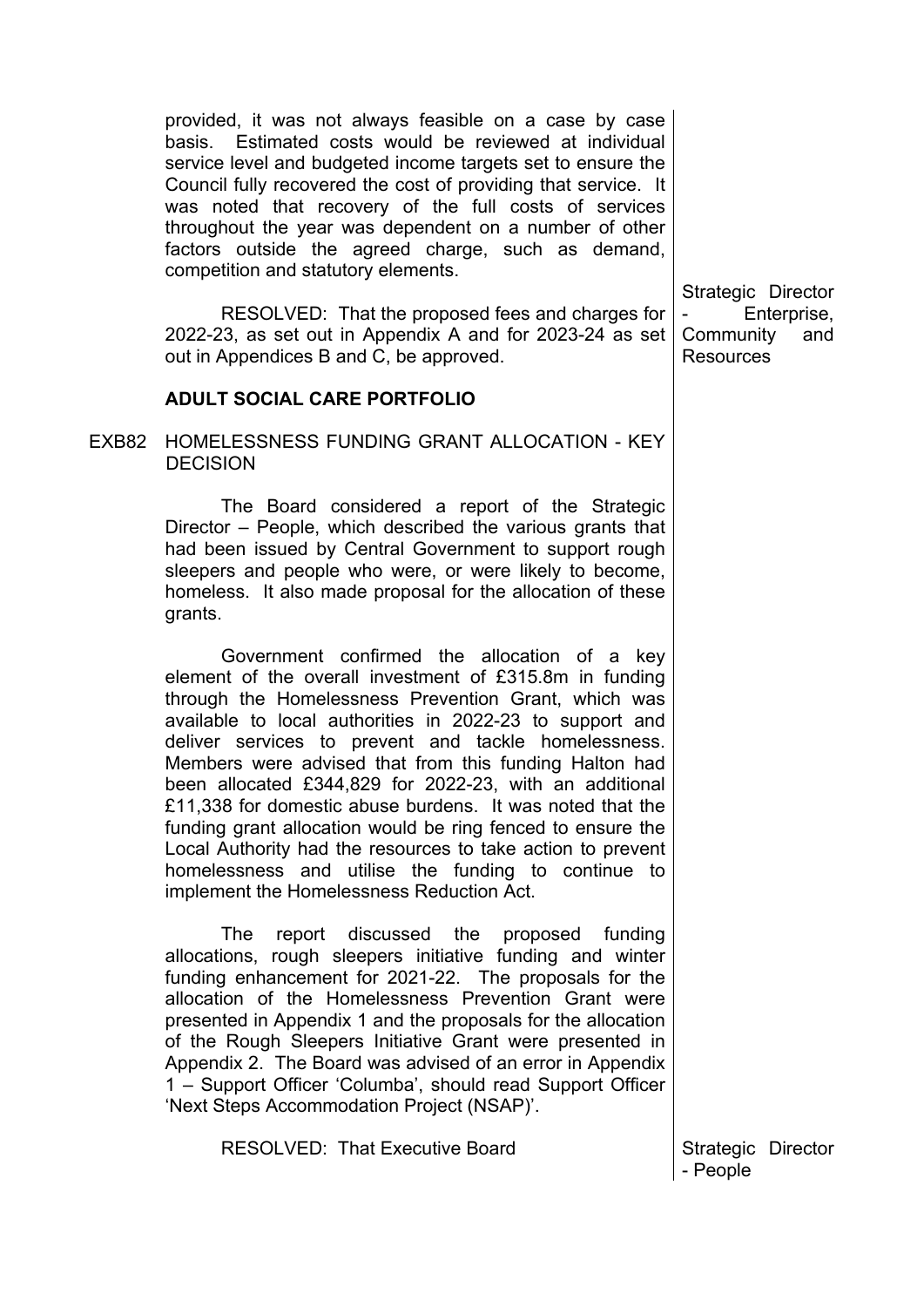provided, it was not always feasible on a case by case basis. Estimated costs would be reviewed at individual service level and budgeted income targets set to ensure the Council fully recovered the cost of providing that service. It was noted that recovery of the full costs of services throughout the year was dependent on a number of other factors outside the agreed charge, such as demand, competition and statutory elements.

RESOLVED: That the proposed fees and charges for 2022-23, as set out in Appendix A and for 2023-24 as set out in Appendices B and C, be approved.

Strategic Director - Enterprise, Community and Resources

## ADULT SOCIAL CARE PORTFOLIO

### EXB82 HOMELESSNESS FUNDING GRANT ALLOCATION - KEY DECISION

The Board considered a report of the Strategic Director – People, which described the various grants that had been issued by Central Government to support rough sleepers and people who were, or were likely to become, homeless. It also made proposal for the allocation of these grants.

Government confirmed the allocation of a key element of the overall investment of £315.8m in funding through the Homelessness Prevention Grant, which was available to local authorities in 2022-23 to support and deliver services to prevent and tackle homelessness. Members were advised that from this funding Halton had been allocated £344,829 for 2022-23, with an additional £11,338 for domestic abuse burdens. It was noted that the funding grant allocation would be ring fenced to ensure the Local Authority had the resources to take action to prevent homelessness and utilise the funding to continue to implement the Homelessness Reduction Act.

The report discussed the proposed funding allocations, rough sleepers initiative funding and winter funding enhancement for 2021-22. The proposals for the allocation of the Homelessness Prevention Grant were presented in Appendix 1 and the proposals for the allocation of the Rough Sleepers Initiative Grant were presented in Appendix 2. The Board was advised of an error in Appendix 1 – Support Officer 'Columba', should read Support Officer 'Next Steps Accommodation Project (NSAP)'.

RESOLVED: That Executive Board

Strategic Director - People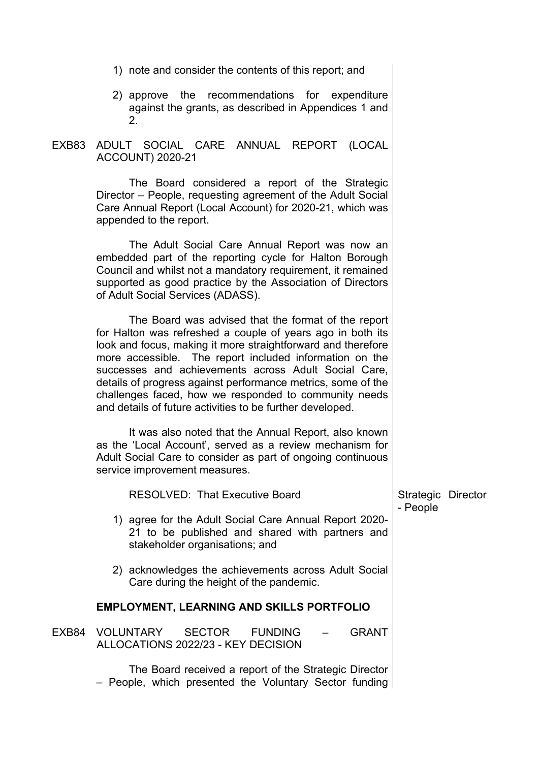1) note and consider the contents of this report; and

2) approve the recommendations for expenditure against the grants, as described in Appendices 1 and 2.

EXB83 ADULT SOCIAL CARE ANNUAL REPORT (LOCAL ACCOUNT) 2020-21

The Board considered a report of the Strategic Director – People, requesting agreement of the Adult Social Care Annual Report (Local Account) for 2020-21, which was appended to the report.

The Adult Social Care Annual Report was now an embedded part of the reporting cycle for Halton Borough Council and whilst not a mandatory requirement, it remained supported as good practice by the Association of Directors of Adult Social Services (ADASS).

The Board was advised that the format of the report for Halton was refreshed a couple of years ago in both its look and focus, making it more straightforward and therefore more accessible. The report included information on the successes and achievements across Adult Social Care, details of progress against performance metrics, some of the challenges faced, how we responded to community needs and details of future activities to be further developed.

It was also noted that the Annual Report, also known as the 'Local Account', served as a review mechanism for Adult Social Care to consider as part of ongoing continuous service improvement measures.

RESOLVED: That Executive Board

Strategic Director - People

1) agree for the Adult Social Care Annual Report 2020-21 to be published and shared with partners and stakeholder organisations; and

2) acknowledges the achievements across Adult Social Care during the height of the pandemic.

**EMPLOYMENT, LEARNING AND SKILLS PORTFOLIO**

EXB84 VOLUNTARY SECTOR FUNDING – GRANT ALLOCATIONS 2022/23 - KEY DECISION

The Board received a report of the Strategic Director – People, which presented the Voluntary Sector funding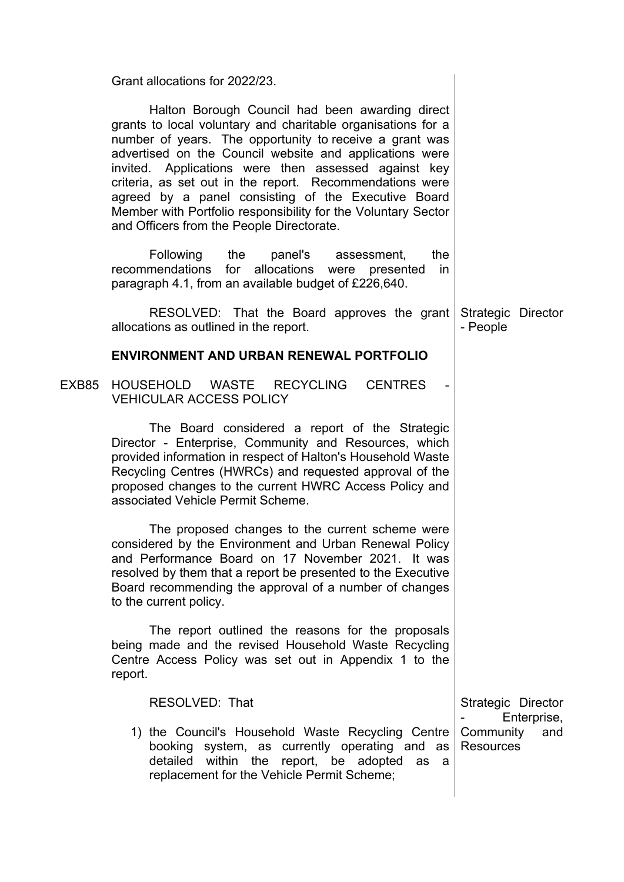Grant allocations for 2022/23.

Halton Borough Council had been awarding direct grants to local voluntary and charitable organisations for a number of years. The opportunity to receive a grant was advertised on the Council website and applications were invited. Applications were then assessed against key criteria, as set out in the report. Recommendations were agreed by a panel consisting of the Executive Board Member with Portfolio responsibility for the Voluntary Sector and Officers from the People Directorate.

Following the panel's assessment, the recommendations for allocations were presented in paragraph 4.1, from an available budget of £226,640.

RESOLVED: That the Board approves the grant allocations as outlined in the report.

*Strategic Director - People*

## ENVIRONMENT AND URBAN RENEWAL PORTFOLIO

### EXB85 HOUSEHOLD WASTE RECYCLING CENTRES - VEHICULAR ACCESS POLICY

The Board considered a report of the Strategic Director - Enterprise, Community and Resources, which provided information in respect of Halton's Household Waste Recycling Centres (HWRCs) and requested approval of the proposed changes to the current HWRC Access Policy and associated Vehicle Permit Scheme.

The proposed changes to the current scheme were considered by the Environment and Urban Renewal Policy and Performance Board on 17 November 2021. It was resolved by them that a report be presented to the Executive Board recommending the approval of a number of changes to the current policy.

The report outlined the reasons for the proposals being made and the revised Household Waste Recycling Centre Access Policy was set out in Appendix 1 to the report.

RESOLVED: That

*Strategic Director - Enterprise, Community and Resources*

1) the Council's Household Waste Recycling Centre booking system, as currently operating and as detailed within the report, be adopted as a replacement for the Vehicle Permit Scheme;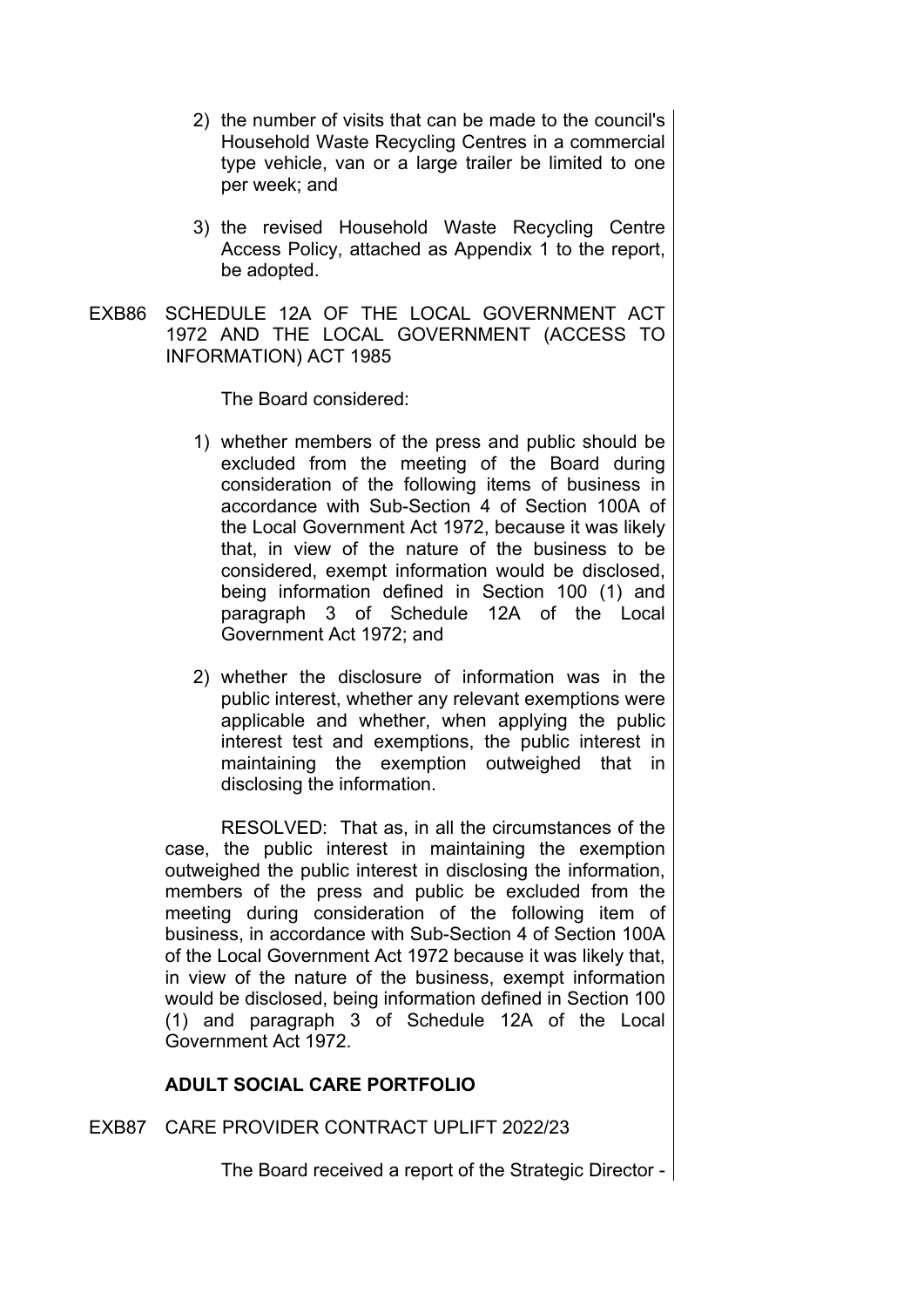2) the number of visits that can be made to the council's Household Waste Recycling Centres in a commercial type vehicle, van or a large trailer be limited to one per week; and

3) the revised Household Waste Recycling Centre Access Policy, attached as Appendix 1 to the report, be adopted.

EXB86 SCHEDULE 12A OF THE LOCAL GOVERNMENT ACT 1972 AND THE LOCAL GOVERNMENT (ACCESS TO INFORMATION) ACT 1985

The Board considered:

1) whether members of the press and public should be excluded from the meeting of the Board during consideration of the following items of business in accordance with Sub-Section 4 of Section 100A of the Local Government Act 1972, because it was likely that, in view of the nature of the business to be considered, exempt information would be disclosed, being information defined in Section 100 (1) and paragraph 3 of Schedule 12A of the Local Government Act 1972; and

2) whether the disclosure of information was in the public interest, whether any relevant exemptions were applicable and whether, when applying the public interest test and exemptions, the public interest in maintaining the exemption outweighed that in disclosing the information.

RESOLVED: That as, in all the circumstances of the case, the public interest in maintaining the exemption outweighed the public interest in disclosing the information, members of the press and public be excluded from the meeting during consideration of the following item of business, in accordance with Sub-Section 4 of Section 100A of the Local Government Act 1972 because it was likely that, in view of the nature of the business, exempt information would be disclosed, being information defined in Section 100 (1) and paragraph 3 of Schedule 12A of the Local Government Act 1972.

**ADULT SOCIAL CARE PORTFOLIO**

EXB87 CARE PROVIDER CONTRACT UPLIFT 2022/23

The Board received a report of the Strategic Director -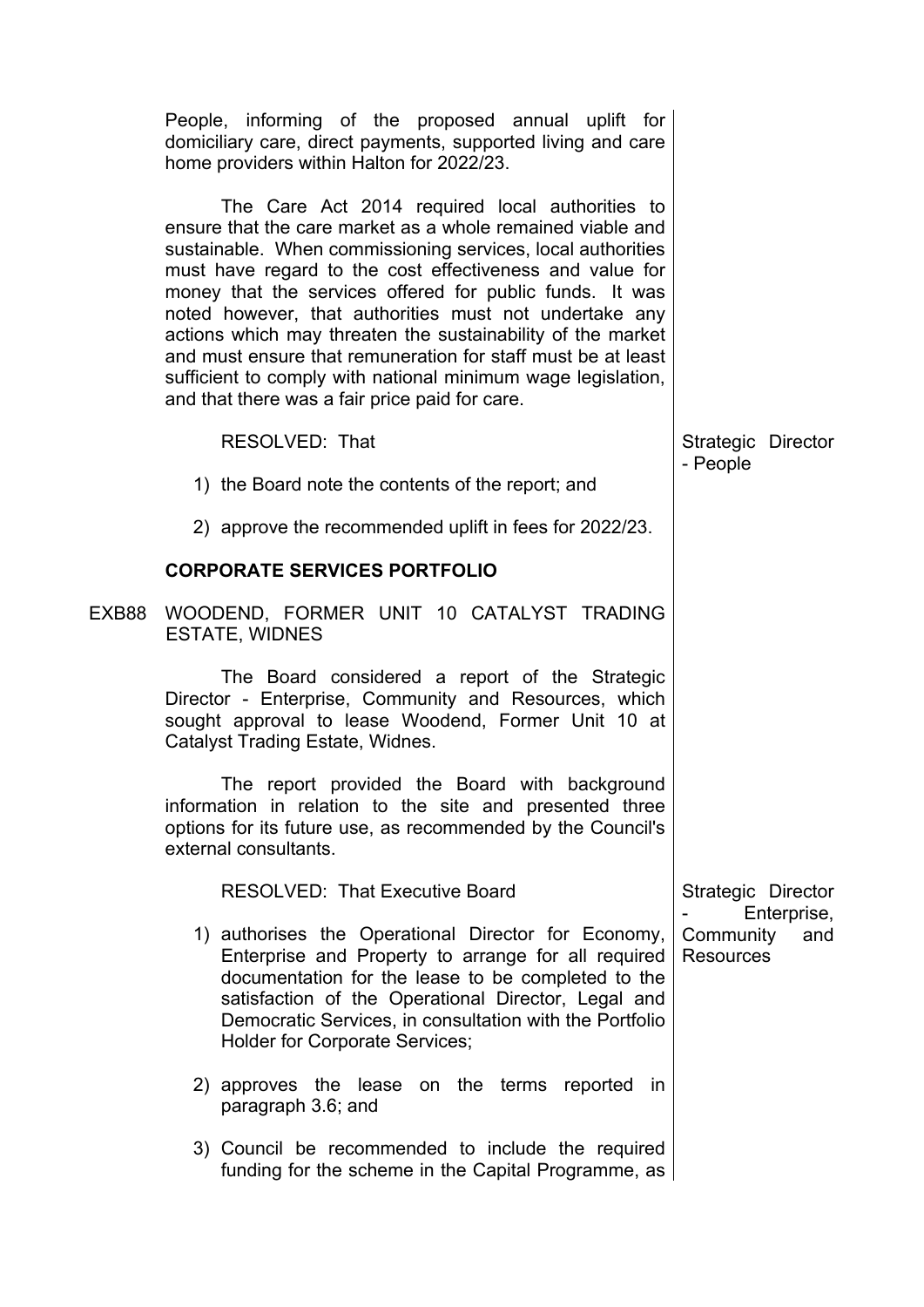People, informing of the proposed annual uplift for domiciliary care, direct payments, supported living and care home providers within Halton for 2022/23.

The Care Act 2014 required local authorities to ensure that the care market as a whole remained viable and sustainable. When commissioning services, local authorities must have regard to the cost effectiveness and value for money that the services offered for public funds. It was noted however, that authorities must not undertake any actions which may threaten the sustainability of the market and must ensure that remuneration for staff must be at least sufficient to comply with national minimum wage legislation, and that there was a fair price paid for care.

RESOLVED: That

Strategic Director - People

1) the Board note the contents of the report; and

2) approve the recommended uplift in fees for 2022/23.

**CORPORATE SERVICES PORTFOLIO**

EXB88 WOODEND, FORMER UNIT 10 CATALYST TRADING ESTATE, WIDNES

The Board considered a report of the Strategic Director - Enterprise, Community and Resources, which sought approval to lease Woodend, Former Unit 10 at Catalyst Trading Estate, Widnes.

The report provided the Board with background information in relation to the site and presented three options for its future use, as recommended by the Council's external consultants.

RESOLVED: That Executive Board

Strategic Director - Enterprise, Community and Resources

1) authorises the Operational Director for Economy, Enterprise and Property to arrange for all required documentation for the lease to be completed to the satisfaction of the Operational Director, Legal and Democratic Services, in consultation with the Portfolio Holder for Corporate Services;

2) approves the lease on the terms reported in paragraph 3.6; and

3) Council be recommended to include the required funding for the scheme in the Capital Programme, as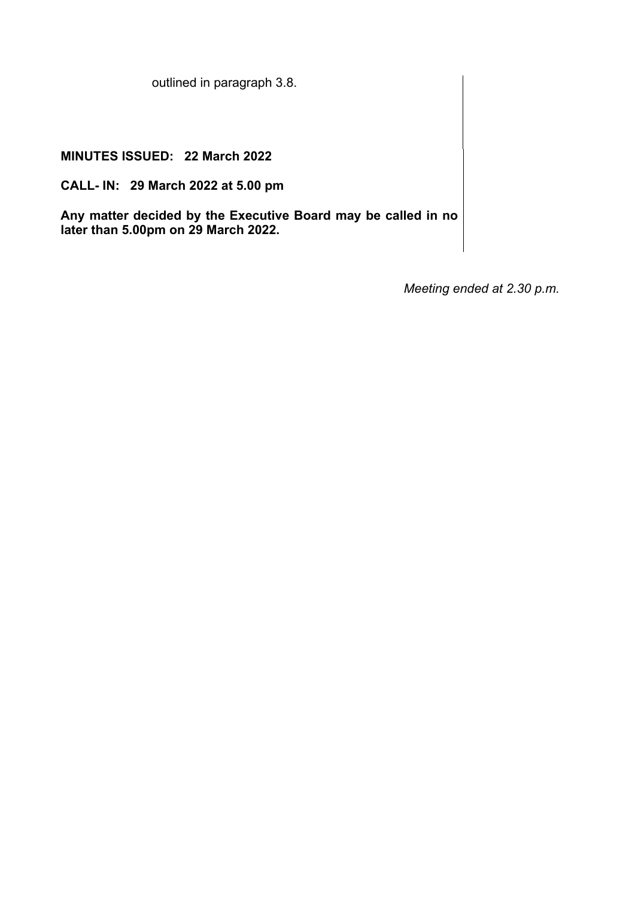outlined in paragraph 3.8.

**MINUTES ISSUED: 22 March 2022**

**CALL- IN: 29 March 2022 at 5.00 pm**

**Any matter decided by the Executive Board may be called in no later than 5.00pm on 29 March 2022.**

*Meeting ended at 2.30 p.m.*